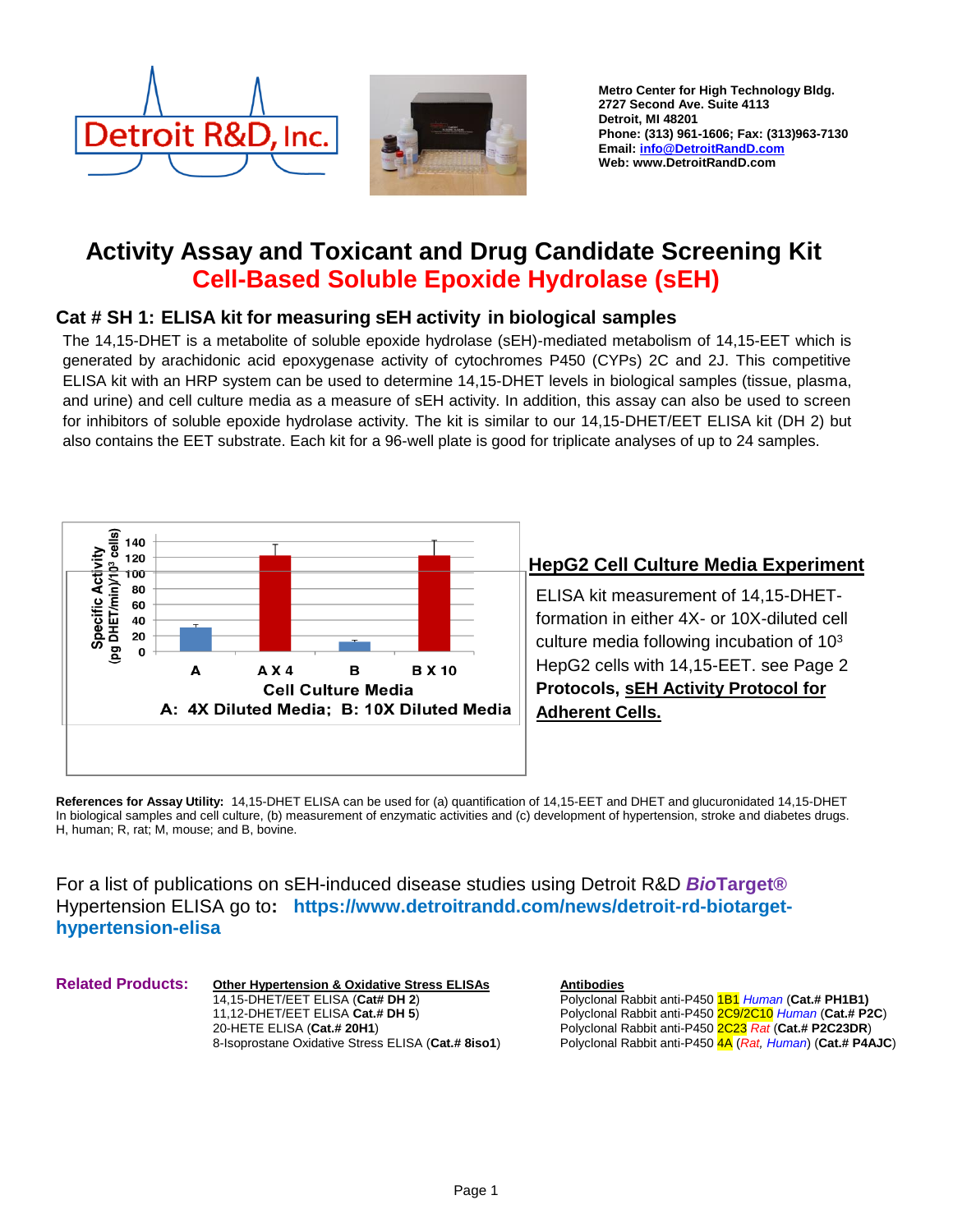Metro Center for High Technology Bldg.
2727 Second Ave. Suite 4113
Detroit, MI 48201
Phone: (313) 961-1606; Fax: (313)963-7130
Email: info@DetroitRandD.com
Web: www.DetroitRandD.com

# Activity Assay and Toxicant and Drug Candidate Screening Kit
# Cell-Based Soluble Epoxide Hydrolase (sEH)

## Cat # SH 1: ELISA kit for measuring sEH activity in biological samples

The 14,15-DHET is a metabolite of soluble epoxide hydrolase (sEH)-mediated metabolism of 14,15-EET which is generated by arachidonic acid epoxygenase activity of cytochromes P450 (CYPs) 2C and 2J. This competitive ELISA kit with an HRP system can be used to determine 14,15-DHET levels in biological samples (tissue, plasma, and urine) and cell culture media as a measure of sEH activity. In addition, this assay can also be used to screen for inhibitors of soluble epoxide hydrolase activity. The kit is similar to our 14,15-DHET/EET ELISA kit (DH 2) but also contains the EET substrate. Each kit for a 96-well plate is good for triplicate analyses of up to 24 samples.

Specific Activity (pg DHET/min)/$10^3$ cells

A; A X 4; B; B X 10

Cell Culture Media

A: 4X Diluted Media; B: 10X Diluted Media

### HepG2 Cell Culture Media Experiment

ELISA kit measurement of 14,15-DHET-formation in either 4X- or 10X-diluted cell culture media following incubation of $10^3$ HepG2 cells with 14,15-EET. see Page 2 **Protocols, sEH Activity Protocol for Adherent Cells.**

**References for Assay Utility:** 14,15-DHET ELISA can be used for (a) quantification of 14,15-EET and DHET and glucuronidated 14,15-DHET In biological samples and cell culture, (b) measurement of enzymatic activities and (c) development of hypertension, stroke and diabetes drugs. H, human; R, rat; M, mouse; and B, bovine.

For a list of publications on sEH-induced disease studies using Detroit R&D ***Bio*Target®** Hypertension ELISA go to: **https://www.detroitrandd.com/news/detroit-rd-biotarget-hypertension-elisa**

**Related Products:**

**Other Hypertension & Oxidative Stress ELISAs**
- 14,15-DHET/EET ELISA (**Cat# DH 2**)
- 11,12-DHET/EET ELISA **Cat.# DH 5**)
- 20-HETE ELISA (**Cat.# 20H1**)
- 8-Isoprostane Oxidative Stress ELISA (**Cat.# 8iso1**)

**Antibodies**
- Polyclonal Rabbit anti-P450 1B1 *Human* (**Cat.# PH1B1)**
- Polyclonal Rabbit anti-P450 2C9/2C10 *Human* (**Cat.# P2C**)
- Polyclonal Rabbit anti-P450 2C23 *Rat* (**Cat.# P2C23DR**)
- Polyclonal Rabbit anti-P450 4A (*Rat, Human*) (**Cat.# P4AJC**)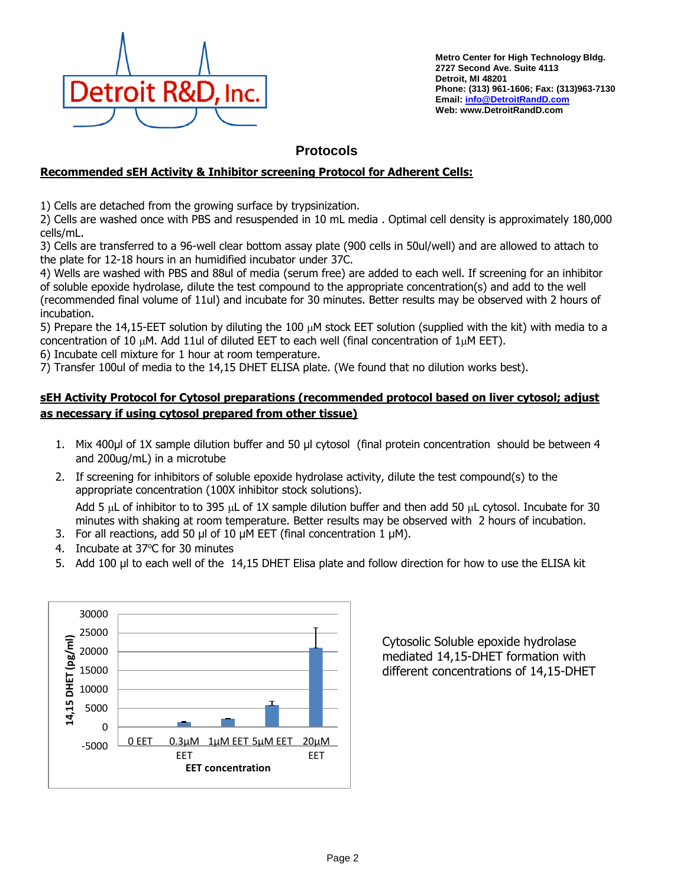Metro Center for High Technology Bldg.
2727 Second Ave. Suite 4113
Detroit, MI 48201
Phone: (313) 961-1606; Fax: (313)963-7130
Email: info@DetroitRandD.com
Web: www.DetroitRandD.com

# Protocols

## Recommended sEH Activity & Inhibitor screening Protocol for Adherent Cells:

1) Cells are detached from the growing surface by trypsinization.
2) Cells are washed once with PBS and resuspended in 10 mL media . Optimal cell density is approximately 180,000 cells/mL.
3) Cells are transferred to a 96-well clear bottom assay plate (900 cells in 50ul/well) and are allowed to attach to the plate for 12-18 hours in an humidified incubator under 37C.
4) Wells are washed with PBS and 88ul of media (serum free) are added to each well. If screening for an inhibitor of soluble epoxide hydrolase, dilute the test compound to the appropriate concentration(s) and add to the well (recommended final volume of 11ul) and incubate for 30 minutes. Better results may be observed with 2 hours of incubation.
5) Prepare the 14,15-EET solution by diluting the 100 μM stock EET solution (supplied with the kit) with media to a concentration of 10 μM. Add 11ul of diluted EET to each well (final concentration of 1μM EET).
6) Incubate cell mixture for 1 hour at room temperature.
7) Transfer 100ul of media to the 14,15 DHET ELISA plate. (We found that no dilution works best).

## sEH Activity Protocol for Cytosol preparations (recommended protocol based on liver cytosol; adjust as necessary if using cytosol prepared from other tissue)

1. Mix 400μl of 1X sample dilution buffer and 50 μl cytosol (final protein concentration should be between 4 and 200ug/mL) in a microtube
2. If screening for inhibitors of soluble epoxide hydrolase activity, dilute the test compound(s) to the appropriate concentration (100X inhibitor stock solutions).

   Add 5 μL of inhibitor to to 395 μL of 1X sample dilution buffer and then add 50 μL cytosol. Incubate for 30 minutes with shaking at room temperature. Better results may be observed with 2 hours of incubation.
3. For all reactions, add 50 μl of 10 μM EET (final concentration 1 μM).
4. Incubate at 37°C for 30 minutes
5. Add 100 μl to each well of the 14,15 DHET Elisa plate and follow direction for how to use the ELISA kit

14,15 DHET (pg/ml)
30000
25000
20000
15000
10000
5000
0
-5000
0 EET
0.3μM EET
1μM EET
5μM EET
20μM EET
EET concentration

Cytosolic Soluble epoxide hydrolase mediated 14,15-DHET formation with different concentrations of 14,15-DHET